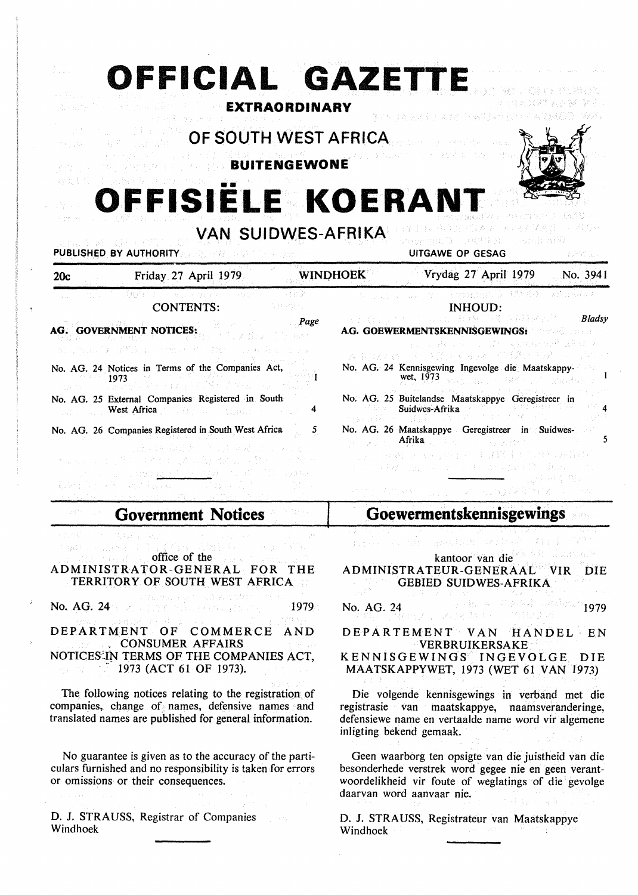# OFFICIAL GAZETTE

**EXTRAORDINARY**

## OF SOUTH WEST AFRICA

**BUITENGEWONE**

# OFFISIËLE KOERANT

## VAN SUIDWES-AFRIKA

PUBLISHED BY AUTHORITY — UITGAWE OP GESAG

**20c** — Friday 27 April 1979 — WINDHOEK — Vrydag 27 April 1979 — No. 3941

### CONTENTS:

**AG. GOVERNMENT NOTICES:**

| | Page |
|---|---|
| No. AG. 24 Notices in Terms of the Companies Act, 1973 | 1 |
| No. AG. 25 External Companies Registered in South West Africa | 4 |
| No. AG. 26 Companies Registered in South West Africa | 5 |

### INHOUD:

**A.G. GOEWERMENTSKENNISGEWINGS:**

| | Bladsy |
|---|---|
| No. AG. 24 Kennisgewing Ingevolge die Maatskappywet, 1973 | 1 |
| No. AG. 25 Buitelandse Maatskappye Geregistreer in Suidwes-Afrika | 4 |
| No. AG. 26 Maatskappye Geregistreer in Suidwes-Afrika | 5 |

## Government Notices

office of the
ADMINISTRATOR-GENERAL FOR THE TERRITORY OF SOUTH WEST AFRICA

No. AG. 24 1979

DEPARTMENT OF COMMERCE AND CONSUMER AFFAIRS
NOTICES IN TERMS OF THE COMPANIES ACT, 1973 (ACT 61 OF 1973).

The following notices relating to the registration of companies, change of names, defensive names and translated names are published for general information.

No guarantee is given as to the accuracy of the particulars furnished and no responsibility is taken for errors or omissions or their consequences.

D. J. STRAUSS, Registrar of Companies
Windhoek

## Goewermentskennisgewings

kantoor van die
ADMINISTRATEUR-GENERAAL VIR DIE GEBIED SUIDWES-AFRIKA

No. AG. 24 1979

DEPARTEMENT VAN HANDEL EN VERBRUIKERSAKE
KENNISGEWINGS INGEVOLGE DIE MAATSKAPPYWET, 1973 (WET 61 VAN 1973)

Die volgende kennisgewings in verband met die registrasie van maatskappye, naamsveranderinge, defensiewe name en vertaalde name word vir algemene inligting bekend gemaak.

Geen waarborg ten opsigte van die juistheid van die besonderhede verstrek word gegee nie en geen verantwoordelikheid vir foute of weglatings of die gevolge daarvan word aanvaar nie.

D. J. STRAUSS, Registrateur van Maatskappye
Windhoek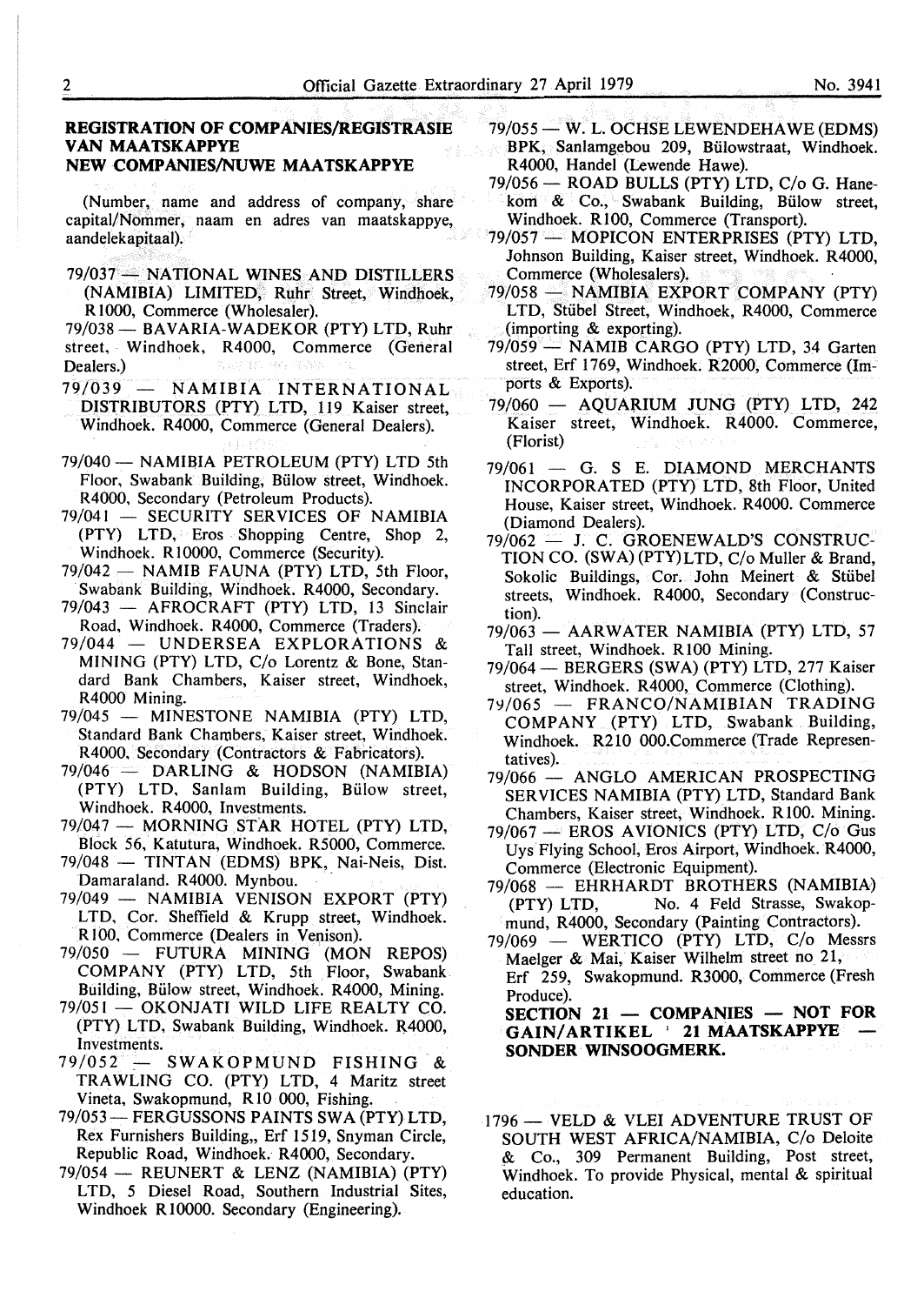## REGISTRATION OF COMPANIES/REGISTRASIE VAN MAATSKAPPYE
## NEW COMPANIES/NUWE MAATSKAPPYE

(Number, name and address of company, share capital/Nommer, naam en adres van maatskappye, aandelekapitaal).

79/037 — NATIONAL WINES AND DISTILLERS (NAMIBIA) LIMITED, Ruhr Street, Windhoek, R1000, Commerce (Wholesaler).

79/038 — BAVARIA-WADEKOR (PTY) LTD, Ruhr street, Windhoek, R4000, Commerce (General Dealers.)

79/039 — NAMIBIA INTERNATIONAL DISTRIBUTORS (PTY) LTD, 119 Kaiser street, Windhoek. R4000, Commerce (General Dealers).

79/040 — NAMIBIA PETROLEUM (PTY) LTD 5th Floor, Swabank Building, Bülow street, Windhoek. R4000, Secondary (Petroleum Products).

79/041 — SECURITY SERVICES OF NAMIBIA (PTY) LTD, Eros Shopping Centre, Shop 2, Windhoek. R10000, Commerce (Security).

79/042 — NAMIB FAUNA (PTY) LTD, 5th Floor, Swabank Building, Windhoek. R4000, Secondary.

79/043 — AFROCRAFT (PTY) LTD, 13 Sinclair Road, Windhoek. R4000, Commerce (Traders).

79/044 — UNDERSEA EXPLORATIONS & MINING (PTY) LTD, C/o Lorentz & Bone, Standard Bank Chambers, Kaiser street, Windhoek, R4000 Mining.

79/045 — MINESTONE NAMIBIA (PTY) LTD, Standard Bank Chambers, Kaiser street, Windhoek. R4000, Secondary (Contractors & Fabricators).

79/046 — DARLING & HODSON (NAMIBIA) (PTY) LTD, Sanlam Building, Bülow street, Windhoek. R4000, Investments.

79/047 — MORNING STAR HOTEL (PTY) LTD, Block 56, Katutura, Windhoek. R5000, Commerce.

79/048 — TINTAN (EDMS) BPK, Nai-Neis, Dist. Damaraland. R4000. Mynbou.

79/049 — NAMIBIA VENISON EXPORT (PTY) LTD, Cor. Sheffield & Krupp street, Windhoek. R100, Commerce (Dealers in Venison).

79/050 — FUTURA MINING (MON REPOS) COMPANY (PTY) LTD, 5th Floor, Swabank Building, Bülow street, Windhoek. R4000, Mining.

79/051 — OKONJATI WILD LIFE REALTY CO. (PTY) LTD, Swabank Building, Windhoek. R4000, Investments.

79/052 — SWAKOPMUND FISHING & TRAWLING CO. (PTY) LTD, 4 Maritz street Vineta, Swakopmund, R10 000, Fishing.

79/053 — FERGUSSONS PAINTS SWA (PTY) LTD, Rex Furnishers Building,, Erf 1519, Snyman Circle, Republic Road, Windhoek. R4000, Secondary.

79/054 — REUNERT & LENZ (NAMIBIA) (PTY) LTD, 5 Diesel Road, Southern Industrial Sites, Windhoek R10000. Secondary (Engineering).

79/055 — W. L. OCHSE LEWENDEHAWE (EDMS) BPK, Sanlamgebou 209, Bülowstraat, Windhoek. R4000, Handel (Lewende Hawe).

79/056 — ROAD BULLS (PTY) LTD, C/o G. Hanekom & Co., Swabank Building, Bülow street, Windhoek. R100, Commerce (Transport).

79/057 — MOPICON ENTERPRISES (PTY) LTD, Johnson Building, Kaiser street, Windhoek. R4000, Commerce (Wholesalers).

79/058 — NAMIBIA EXPORT COMPANY (PTY) LTD, Stübel Street, Windhoek, R4000, Commerce (importing & exporting).

79/059 — NAMIB CARGO (PTY) LTD, 34 Garten street, Erf 1769, Windhoek. R2000, Commerce (Imports & Exports).

79/060 — AQUARIUM JUNG (PTY) LTD, 242 Kaiser street, Windhoek. R4000. Commerce, (Florist)

79/061 — G. S E. DIAMOND MERCHANTS INCORPORATED (PTY) LTD, 8th Floor, United House, Kaiser street, Windhoek. R4000. Commerce (Diamond Dealers).

79/062 — J. C. GROENEWALD'S CONSTRUCTION CO. (SWA) (PTY)LTD, C/o Muller & Brand, Sokolic Buildings, Cor. John Meinert & Stübel streets, Windhoek. R4000, Secondary (Construction).

79/063 — AARWATER NAMIBIA (PTY) LTD, 57 Tall street, Windhoek. R100 Mining.

79/064 — BERGERS (SWA) (PTY) LTD, 277 Kaiser street, Windhoek. R4000, Commerce (Clothing).

79/065 — FRANCO/NAMIBIAN TRADING COMPANY (PTY) LTD, Swabank Building, Windhoek. R210 000.Commerce (Trade Representatives).

79/066 — ANGLO AMERICAN PROSPECTING SERVICES NAMIBIA (PTY) LTD, Standard Bank Chambers, Kaiser street, Windhoek. R100. Mining.

79/067 — EROS AVIONICS (PTY) LTD, C/o Gus Uys Flying School, Eros Airport, Windhoek. R4000, Commerce (Electronic Equipment).

79/068 — EHRHARDT BROTHERS (NAMIBIA) (PTY) LTD, No. 4 Feld Strasse, Swakopmund, R4000, Secondary (Painting Contractors).

79/069 — WERTICO (PTY) LTD, C/o Messrs Maelger & Mai, Kaiser Wilhelm street no 21, Erf 259, Swakopmund. R3000, Commerce (Fresh Produce).

**SECTION 21 — COMPANIES — NOT FOR GAIN/ARTIKEL 21 MAATSKAPPYE — SONDER WINSOOGMERK.**

1796 — VELD & VLEI ADVENTURE TRUST OF SOUTH WEST AFRICA/NAMIBIA, C/o Deloite & Co., 309 Permanent Building, Post street, Windhoek. To provide Physical, mental & spiritual education.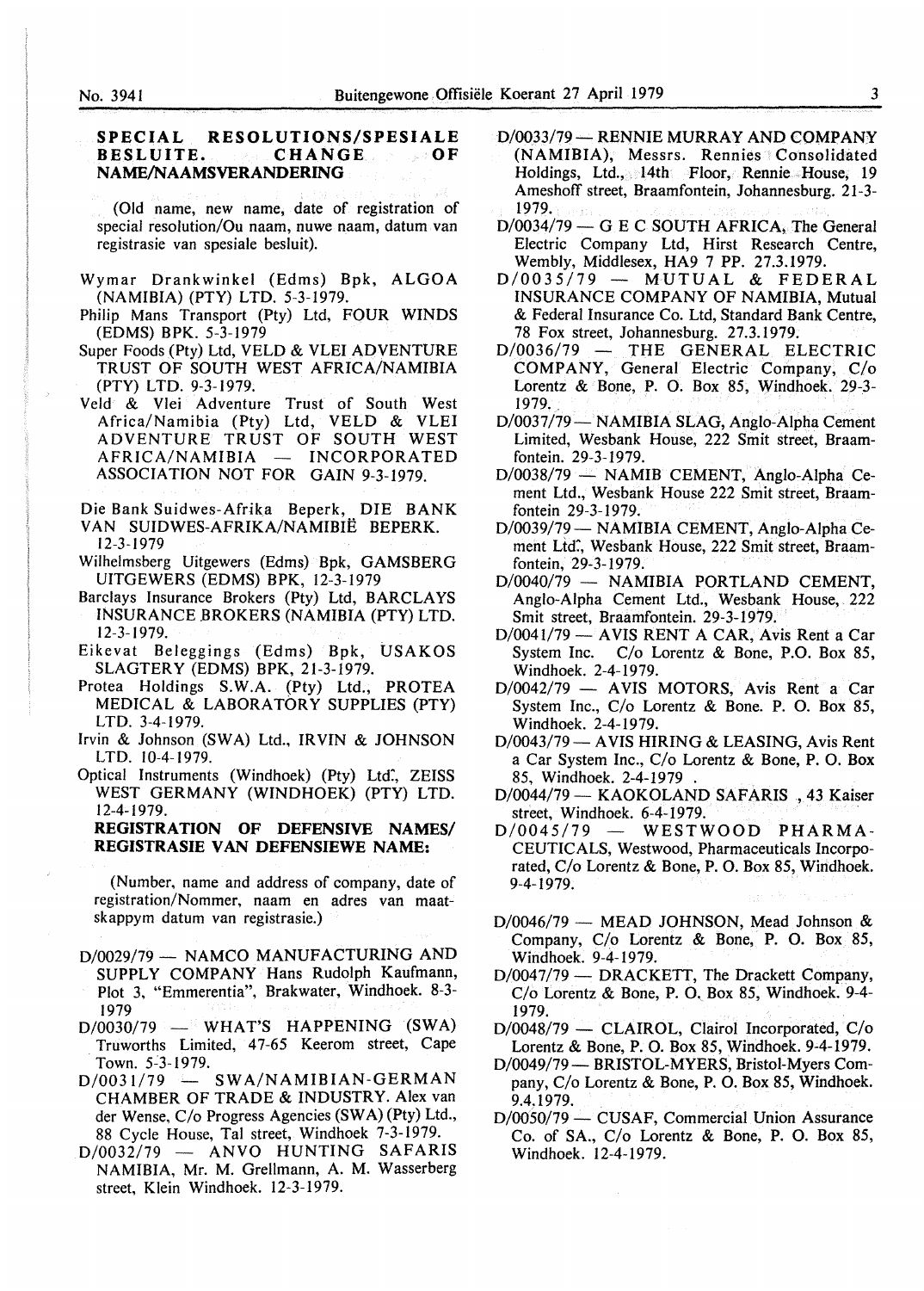## SPECIAL RESOLUTIONS/SPESIALE BESLUITE. CHANGE OF NAME/NAAMSVERANDERING

(Old name, new name, date of registration of special resolution/Ou naam, nuwe naam, datum van registrasie van spesiale besluit).

Wymar Drankwinkel (Edms) Bpk, ALGOA (NAMIBIA) (PTY) LTD. 5-3-1979.

Philip Mans Transport (Pty) Ltd, FOUR WINDS (EDMS) BPK. 5-3-1979

Super Foods (Pty) Ltd, VELD & VLEI ADVENTURE TRUST OF SOUTH WEST AFRICA/NAMIBIA (PTY) LTD. 9-3-1979.

Veld & Vlei Adventure Trust of South West Africa/Namibia (Pty) Ltd, VELD & VLEI ADVENTURE TRUST OF SOUTH WEST AFRICA/NAMIBIA — INCORPORATED ASSOCIATION NOT FOR GAIN 9-3-1979.

Die Bank Suidwes-Afrika Beperk, DIE BANK VAN SUIDWES-AFRIKA/NAMIBIË BEPERK. 12-3-1979

Wilhelmsberg Uitgewers (Edms) Bpk, GAMSBERG UITGEWERS (EDMS) BPK, 12-3-1979

Barclays Insurance Brokers (Pty) Ltd, BARCLAYS INSURANCE BROKERS (NAMIBIA (PTY) LTD. 12-3-1979.

Eikevat Beleggings (Edms) Bpk, USAKOS SLAGTERY (EDMS) BPK, 21-3-1979.

Protea Holdings S.W.A. (Pty) Ltd., PROTEA MEDICAL & LABORATORY SUPPLIES (PTY) LTD. 3-4-1979.

Irvin & Johnson (SWA) Ltd., IRVIN & JOHNSON LTD. 10-4-1979.

Optical Instruments (Windhoek) (Pty) Ltd., ZEISS WEST GERMANY (WINDHOEK) (PTY) LTD. 12-4-1979.

## REGISTRATION OF DEFENSIVE NAMES/ REGISTRASIE VAN DEFENSIEWE NAME:

(Number, name and address of company, date of registration/Nommer, naam en adres van maatskappym datum van registrasie.)

D/0029/79 — NAMCO MANUFACTURING AND SUPPLY COMPANY Hans Rudolph Kaufmann, Plot 3, "Emmerentia", Brakwater, Windhoek. 8-3-1979

D/0030/79 — WHAT'S HAPPENING (SWA) Truworths Limited, 47-65 Keerom street, Cape Town. 5-3-1979.

D/0031/79 — SWA/NAMIBIAN-GERMAN CHAMBER OF TRADE & INDUSTRY. Alex van der Wense, C/o Progress Agencies (SWA) (Pty) Ltd., 88 Cycle House, Tal street, Windhoek 7-3-1979.

D/0032/79 — ANVO HUNTING SAFARIS NAMIBIA, Mr. M. Grellmann, A. M. Wasserberg street, Klein Windhoek. 12-3-1979.

D/0033/79 — RENNIE MURRAY AND COMPANY (NAMIBIA), Messrs. Rennies Consolidated Holdings, Ltd., 14th Floor, Rennie House, 19 Ameshoff street, Braamfontein, Johannesburg. 21-3-1979.

D/0034/79 — G E C SOUTH AFRICA, The General Electric Company Ltd, Hirst Research Centre, Wembly, Middlesex, HA9 7 PP. 27.3.1979.

D/0035/79 — MUTUAL & FEDERAL INSURANCE COMPANY OF NAMIBIA, Mutual & Federal Insurance Co. Ltd, Standard Bank Centre, 78 Fox street, Johannesburg. 27.3.1979.

D/0036/79 — THE GENERAL ELECTRIC COMPANY, General Electric Company, C/o Lorentz & Bone, P. O. Box 85, Windhoek. 29-3-1979.

D/0037/79 — NAMIBIA SLAG, Anglo-Alpha Cement Limited, Wesbank House, 222 Smit street, Braamfontein. 29-3-1979.

D/0038/79 — NAMIB CEMENT, Anglo-Alpha Cement Ltd., Wesbank House 222 Smit street, Braamfontein 29-3-1979.

D/0039/79 — NAMIBIA CEMENT, Anglo-Alpha Cement Ltd., Wesbank House, 222 Smit street, Braamfontein, 29-3-1979.

D/0040/79 — NAMIBIA PORTLAND CEMENT, Anglo-Alpha Cement Ltd., Wesbank House, 222 Smit street, Braamfontein. 29-3-1979.

D/0041/79 — AVIS RENT A CAR, Avis Rent a Car System Inc. C/o Lorentz & Bone, P.O. Box 85, Windhoek. 2-4-1979.

D/0042/79 — AVIS MOTORS, Avis Rent a Car System Inc., C/o Lorentz & Bone. P. O. Box 85, Windhoek. 2-4-1979.

D/0043/79 — AVIS HIRING & LEASING, Avis Rent a Car System Inc., C/o Lorentz & Bone, P. O. Box 85, Windhoek. 2-4-1979 .

D/0044/79 — KAOKOLAND SAFARIS , 43 Kaiser street, Windhoek. 6-4-1979.

D/0045/79 — WESTWOOD PHARMACEUTICALS, Westwood, Pharmaceuticals Incorporated, C/o Lorentz & Bone, P. O. Box 85, Windhoek. 9-4-1979.

D/0046/79 — MEAD JOHNSON, Mead Johnson & Company, C/o Lorentz & Bone, P. O. Box 85, Windhoek. 9-4-1979.

D/0047/79 — DRACKETT, The Drackett Company, C/o Lorentz & Bone, P. O. Box 85, Windhoek. 9-4-1979.

D/0048/79 — CLAIROL, Clairol Incorporated, C/o Lorentz & Bone, P. O. Box 85, Windhoek. 9-4-1979.

D/0049/79 — BRISTOL-MYERS, Bristol-Myers Company, C/o Lorentz & Bone, P. O. Box 85, Windhoek. 9.4.1979.

D/0050/79 — CUSAF, Commercial Union Assurance Co. of SA., C/o Lorentz & Bone, P. O. Box 85, Windhoek. 12-4-1979.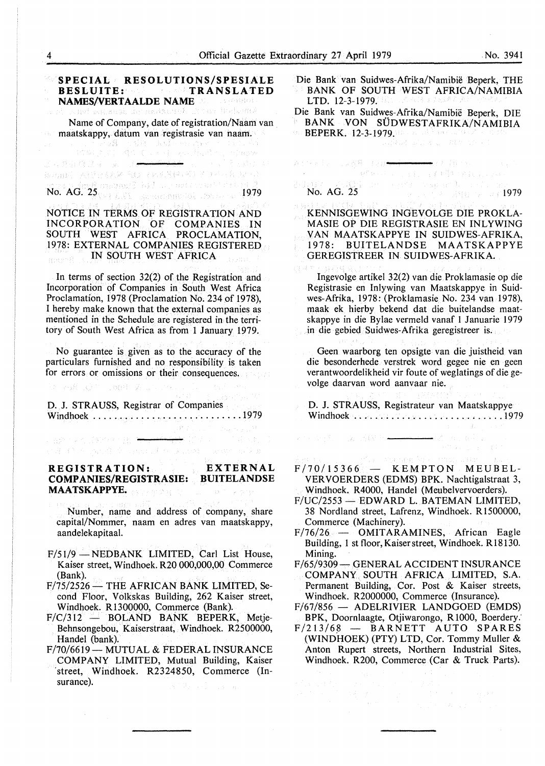**SPECIAL RESOLUTIONS/SPESIALE BESLUITE: TRANSLATED NAMES/VERTAALDE NAME**

Name of Company, date of registration/Naam van maatskappy, datum van registrasie van naam.

Die Bank van Suidwes-Afrika/Namibië Beperk, THE BANK OF SOUTH WEST AFRICA/NAMIBIA LTD. 12-3-1979.

Die Bank van Suidwes-Afrika/Namibië Beperk, DIE BANK VON SÜDWESTAFRIKA/NAMIBIA BEPERK. 12-3-1979.

---

No. AG. 25 1979

NOTICE IN TERMS OF REGISTRATION AND INCORPORATION OF COMPANIES IN SOUTH WEST AFRICA PROCLAMATION, 1978: EXTERNAL COMPANIES REGISTERED IN SOUTH WEST AFRICA

In terms of section 32(2) of the Registration and Incorporation of Companies in South West Africa Proclamation, 1978 (Proclamation No. 234 of 1978), I hereby make known that the external companies as mentioned in the Schedule are registered in the territory of South West Africa as from 1 January 1979.

No guarantee is given as to the accuracy of the particulars furnished and no responsibility is taken for errors or omissions or their consequences.

D. J. STRAUSS, Registrar of Companies
Windhoek ............................1979

---

No. AG. 25 1979

KENNISGEWING INGEVOLGE DIE PROKLAMASIE OP DIE REGISTRASIE EN INLYWING VAN MAATSKAPPYE IN SUIDWES-AFRIKA, 1978: BUITELANDSE MAATSKAPPYE GEREGISTREER IN SUIDWES-AFRIKA.

Ingevolge artikel 32(2) van die Proklamasie op die Registrasie en Inlywing van Maatskappye in Suidwes-Afrika, 1978: (Proklamasie No. 234 van 1978), maak ek hierby bekend dat die buitelandse maatskappye in die Bylae vermeld vanaf 1 Januarie 1979 in die gebied Suidwes-Afrika geregistreer is.

Geen waarborg ten opsigte van die juistheid van die besonderhede verstrek word gegee nie en geen verantwoordelikheid vir foute of weglatings of die gevolge daarvan word aanvaar nie.

D. J. STRAUSS, Registrateur van Maatskappye
Windhoek ............................1979

---

**REGISTRATION: EXTERNAL COMPANIES/REGISTRASIE: BUITELANDSE MAATSKAPPYE.**

Number, name and address of company, share capital/Nommer, naam en adres van maatskappy, aandelekapitaal.

F/51/9 — NEDBANK LIMITED, Carl List House, Kaiser street, Windhoek. R20 000,000,00 Commerce (Bank).

F/75/2526 — THE AFRICAN BANK LIMITED, Second Floor, Volkskas Building, 262 Kaiser street, Windhoek. R1300000, Commerce (Bank).

F/C/312 — BOLAND BANK BEPERK, Metje-Behnsongebou, Kaiserstraat, Windhoek. R2500000, Handel (bank).

F/70/6619 — MUTUAL & FEDERAL INSURANCE COMPANY LIMITED, Mutual Building, Kaiser street, Windhoek. R2324850, Commerce (Insurance).

F/70/15366 — KEMPTON MEUBELVERVOERDERS (EDMS) BPK. Nachtigalstraat 3, Windhoek. R4000, Handel (Meubelvervoerders).

F/UC/2553 — EDWARD L. BATEMAN LIMITED, 38 Nordland street, Lafrenz, Windhoek. R1500000, Commerce (Machinery).

F/76/26 — OMITARAMINES, African Eagle Building, 1 st floor, Kaiser street, Windhoek. R18130. Mining.

F/65/9309 — GENERAL ACCIDENT INSURANCE COMPANY SOUTH AFRICA LIMITED, S.A. Permanent Building, Cor. Post & Kaiser streets, Windhoek. R2000000, Commerce (Insurance).

F/67/856 — ADELRIVIER LANDGOED (EMDS) BPK, Doornlaagte, Otjiwarongo, R1000, Boerdery.

F/213/68 — BARNETT AUTO SPARES (WINDHOEK) (PTY) LTD, Cor. Tommy Muller & Anton Rupert streets, Northern Industrial Sites, Windhoek. R200, Commerce (Car & Truck Parts).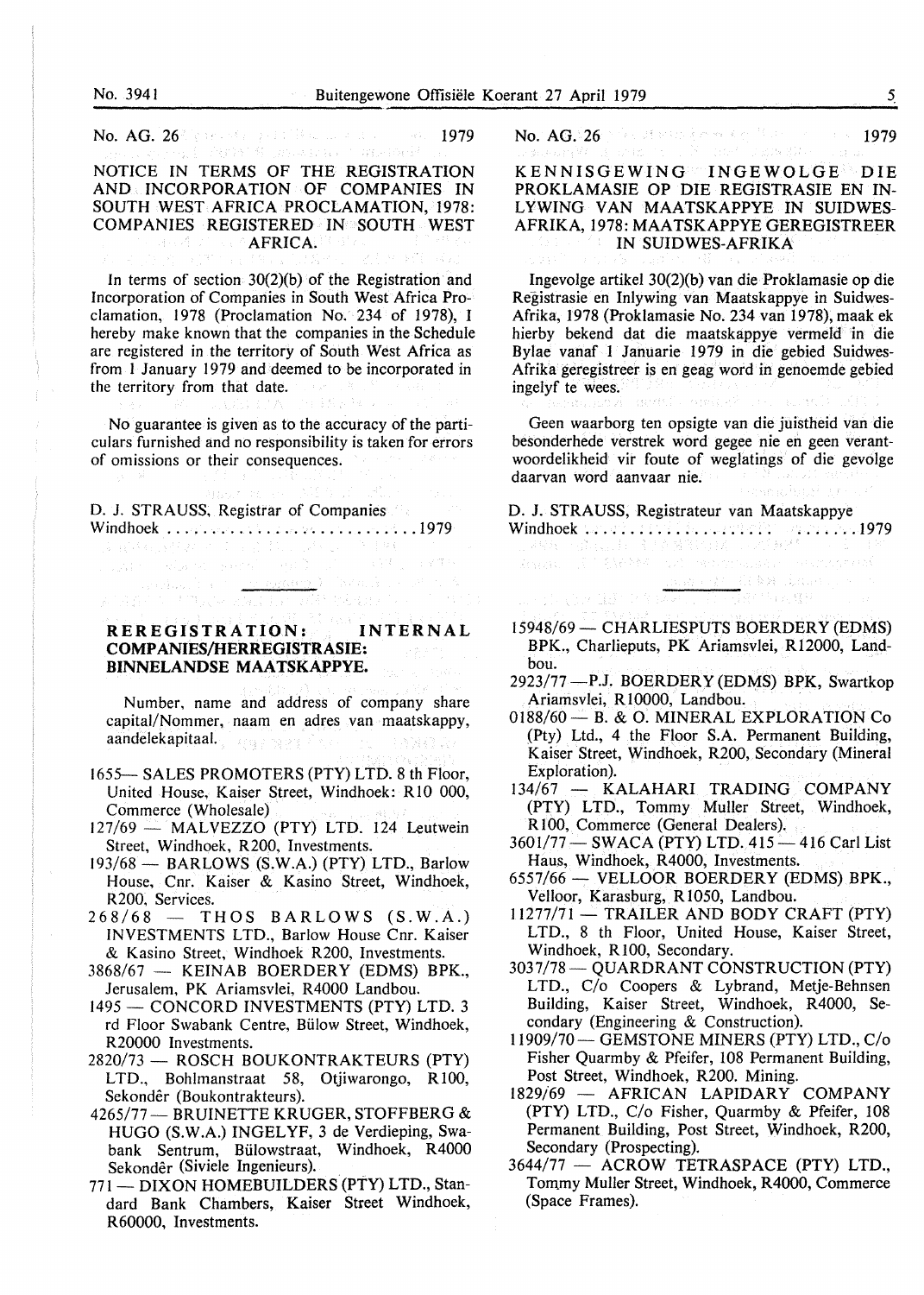No. AG. 26 1979

## NOTICE IN TERMS OF THE REGISTRATION AND INCORPORATION OF COMPANIES IN SOUTH WEST AFRICA PROCLAMATION, 1978: COMPANIES REGISTERED IN SOUTH WEST AFRICA.

In terms of section 30(2)(b) of the Registration and Incorporation of Companies in South West Africa Proclamation, 1978 (Proclamation No. 234 of 1978), I hereby make known that the companies in the Schedule are registered in the territory of South West Africa as from 1 January 1979 and deemed to be incorporated in the territory from that date.

No guarantee is given as to the accuracy of the particulars furnished and no responsibility is taken for errors of omissions or their consequences.

D. J. STRAUSS, Registrar of Companies
Windhoek ............................1979

No. AG. 26 1979

## KENNISGEWING INGEWOLGE DIE PROKLAMASIE OP DIE REGISTRASIE EN INLYWING VAN MAATSKAPPYE IN SUIDWES-AFRIKA, 1978: MAATSKAPPYE GEREGISTREER IN SUIDWES-AFRIKA

Ingevolge artikel 30(2)(b) van die Proklamasie op die Registrasie en Inlywing van Maatskappye in Suidwes-Afrika, 1978 (Proklamasie No. 234 van 1978), maak ek hierby bekend dat die maatskappye vermeld in die Bylae vanaf 1 Januarie 1979 in die gebied Suidwes-Afrika geregistreer is en geag word in genoemde gebied ingelyf te wees.

Geen waarborg ten opsigte van die juistheid van die besonderhede verstrek word gegee nie en geen verantwoordelikheid vir foute of weglatings of die gevolge daarvan word aanvaar nie.

D. J. STRAUSS, Registrateur van Maatskappye
Windhoek .................... ........1979

### REREGISTRATION: INTERNAL COMPANIES/HERREGISTRASIE: BINNELANDSE MAATSKAPPYE.

Number, name and address of company share capital/Nommer, naam en adres van maatskappy, aandelekapitaal.

- 1655— SALES PROMOTERS (PTY) LTD. 8 th Floor, United House, Kaiser Street, Windhoek: R10 000, Commerce (Wholesale)
- 127/69 — MALVEZZO (PTY) LTD. 124 Leutwein Street, Windhoek, R200, Investments.
- 193/68 — BARLOWS (S.W.A.) (PTY) LTD., Barlow House, Cnr. Kaiser & Kasino Street, Windhoek, R200, Services.
- 268/68 — THOS BARLOWS (S.W.A.) INVESTMENTS LTD., Barlow House Cnr. Kaiser & Kasino Street, Windhoek R200, Investments.
- 3868/67 — KEINAB BOERDERY (EDMS) BPK., Jerusalem, PK Ariamsvlei, R4000 Landbou.
- 1495 — CONCORD INVESTMENTS (PTY) LTD. 3 rd Floor Swabank Centre, Bülow Street, Windhoek, R20000 Investments.
- 2820/73 — ROSCH BOUKONTRAKTEURS (PTY) LTD., Bohlmanstraat 58, Otjiwarongo, R100, Sekondêr (Boukontrakteurs).
- 4265/77 — BRUINETTE KRUGER, STOFFBERG & HUGO (S.W.A.) INGELYF, 3 de Verdieping, Swabank Sentrum, Bülowstraat, Windhoek, R4000 Sekondêr (Siviele Ingenieurs).
- 771 — DIXON HOMEBUILDERS (PTY) LTD., Standard Bank Chambers, Kaiser Street Windhoek, R60000, Investments.
- 15948/69 — CHARLIESPUTS BOERDERY (EDMS) BPK., Charlieputs, PK Ariamsvlei, R12000, Landbou.
- 2923/77 —P.J. BOERDERY (EDMS) BPK, Swartkop Ariamsvlei, R10000, Landbou.
- 0188/60 — B. & O. MINERAL EXPLORATION Co (Pty) Ltd., 4 the Floor S.A. Permanent Building, Kaiser Street, Windhoek, R200, Secondary (Mineral Exploration).
- 134/67 — KALAHARI TRADING COMPANY (PTY) LTD., Tommy Muller Street, Windhoek, R100, Commerce (General Dealers).
- 3601/77 — SWACA (PTY) LTD. 415 — 416 Carl List Haus, Windhoek, R4000, Investments.
- 6557/66 — VELLOOR BOERDERY (EDMS) BPK., Velloor, Karasburg, R1050, Landbou.
- 11277/71 — TRAILER AND BODY CRAFT (PTY) LTD., 8 th Floor, United House, Kaiser Street, Windhoek, R100, Secondary.
- 3037/78 — QUARDRANT CONSTRUCTION (PTY) LTD., C/o Coopers & Lybrand, Metje-Behnsen Building, Kaiser Street, Windhoek, R4000, Secondary (Engineering & Construction).
- 11909/70 — GEMSTONE MINERS (PTY) LTD., C/o Fisher Quarmby & Pfeifer, 108 Permanent Building, Post Street, Windhoek, R200. Mining.
- 1829/69 — AFRICAN LAPIDARY COMPANY (PTY) LTD., C/o Fisher, Quarmby & Pfeifer, 108 Permanent Building, Post Street, Windhoek, R200, Secondary (Prospecting).
- 3644/77 — ACROW TETRASPACE (PTY) LTD., Tommy Muller Street, Windhoek, R4000, Commerce (Space Frames).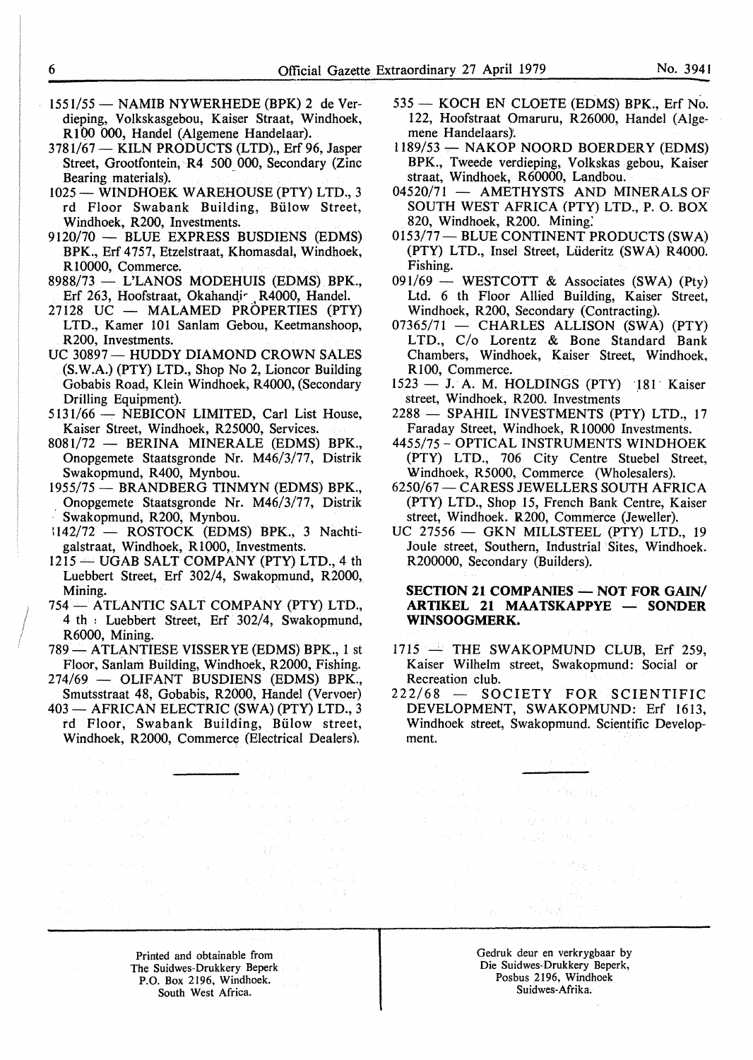1551/55 — NAMIB NYWERHEDE (BPK) 2 de Verdieping, Volkskasgebou, Kaiser Straat, Windhoek, R100 000, Handel (Algemene Handelaar).

3781/67 — KILN PRODUCTS (LTD)., Erf 96, Jasper Street, Grootfontein, R4 500 000, Secondary (Zinc Bearing materials).

1025 — WINDHOEK WAREHOUSE (PTY) LTD., 3 rd Floor Swabank Building, Bülow Street, Windhoek, R200, Investments.

9120/70 — BLUE EXPRESS BUSDIENS (EDMS) BPK., Erf 4757, Etzelstraat, Khomasdal, Windhoek, R10000, Commerce.

8988/73 — L'LANOS MODEHUIS (EDMS) BPK., Erf 263, Hoofstraat, Okahandja, R4000, Handel.

27128 UC — MALAMED PROPERTIES (PTY) LTD., Kamer 101 Sanlam Gebou, Keetmanshoop, R200, Investments.

UC 30897 — HUDDY DIAMOND CROWN SALES (S.W.A.) (PTY) LTD., Shop No 2, Lioncor Building Gobabis Road, Klein Windhoek, R4000, (Secondary Drilling Equipment).

5131/66 — NEBICON LIMITED, Carl List House, Kaiser Street, Windhoek, R25000, Services.

8081/72 — BERINA MINERALE (EDMS) BPK., Onopgemete Staatsgronde Nr. M46/3/77, Distrik Swakopmund, R400, Mynbou.

1955/75 — BRANDBERG TINMYN (EDMS) BPK., Onopgemete Staatsgronde Nr. M46/3/77, Distrik Swakopmund, R200, Mynbou.

1142/72 — ROSTOCK (EDMS) BPK., 3 Nachtigalstraat, Windhoek, R1000, Investments.

1215 — UGAB SALT COMPANY (PTY) LTD., 4 th Luebbert Street, Erf 302/4, Swakopmund, R2000, Mining.

754 — ATLANTIC SALT COMPANY (PTY) LTD., 4 th Luebbert Street, Erf 302/4, Swakopmund, R6000, Mining.

789 — ATLANTIESE VISSERYE (EDMS) BPK., 1 st Floor, Sanlam Building, Windhoek, R2000, Fishing.

274/69 — OLIFANT BUSDIENS (EDMS) BPK., Smutsstraat 48, Gobabis, R2000, Handel (Vervoer)

403 — AFRICAN ELECTRIC (SWA) (PTY) LTD., 3 rd Floor, Swabank Building, Bülow street, Windhoek, R2000, Commerce (Electrical Dealers).

535 — KOCH EN CLOETE (EDMS) BPK., Erf No. 122, Hoofstraat Omaruru, R26000, Handel (Algemene Handelaars).

1189/53 — NAKOP NOORD BOERDERY (EDMS) BPK., Tweede verdieping, Volkskas gebou, Kaiser straat, Windhoek, R60000, Landbou.

04520/71 — AMETHYSTS AND MINERALS OF SOUTH WEST AFRICA (PTY) LTD., P. O. BOX 820, Windhoek, R200. Mining.

0153/77 — BLUE CONTINENT PRODUCTS (SWA) (PTY) LTD., Insel Street, Lüderitz (SWA) R4000. Fishing.

091/69 — WESTCOTT & Associates (SWA) (Pty) Ltd. 6 th Floor Allied Building, Kaiser Street, Windhoek, R200, Secondary (Contracting).

07365/71 — CHARLES ALLISON (SWA) (PTY) LTD., C/o Lorentz & Bone Standard Bank Chambers, Windhoek, Kaiser Street, Windhoek, R100, Commerce.

1523 — J. A. M. HOLDINGS (PTY) 181 Kaiser street, Windhoek, R200. Investments

2288 — SPAHIL INVESTMENTS (PTY) LTD., 17 Faraday Street, Windhoek, R10000 Investments.

4455/75 - OPTICAL INSTRUMENTS WINDHOEK (PTY) LTD., 706 City Centre Stuebel Street, Windhoek, R5000, Commerce (Wholesalers).

6250/67 — CARESS JEWELLERS SOUTH AFRICA (PTY) LTD., Shop 15, French Bank Centre, Kaiser street, Windhoek. R200, Commerce (Jeweller).

UC 27556 — GKN MILLSTEEL (PTY) LTD., 19 Joule street, Southern, Industrial Sites, Windhoek. R200000, Secondary (Builders).

**SECTION 21 COMPANIES — NOT FOR GAIN/ ARTIKEL 21 MAATSKAPPYE — SONDER WINSOOGMERK.**

1715 — THE SWAKOPMUND CLUB, Erf 259, Kaiser Wilhelm street, Swakopmund: Social or Recreation club.

222/68 — SOCIETY FOR SCIENTIFIC DEVELOPMENT, SWAKOPMUND: Erf 1613, Windhoek street, Swakopmund. Scientific Development.

Printed and obtainable from
The Suidwes-Drukkery Beperk
P.O. Box 2196, Windhoek.
South West Africa.

Gedruk deur en verkrygbaar by
Die Suidwes-Drukkery Beperk,
Posbus 2196, Windhoek
Suidwes-Afrika.